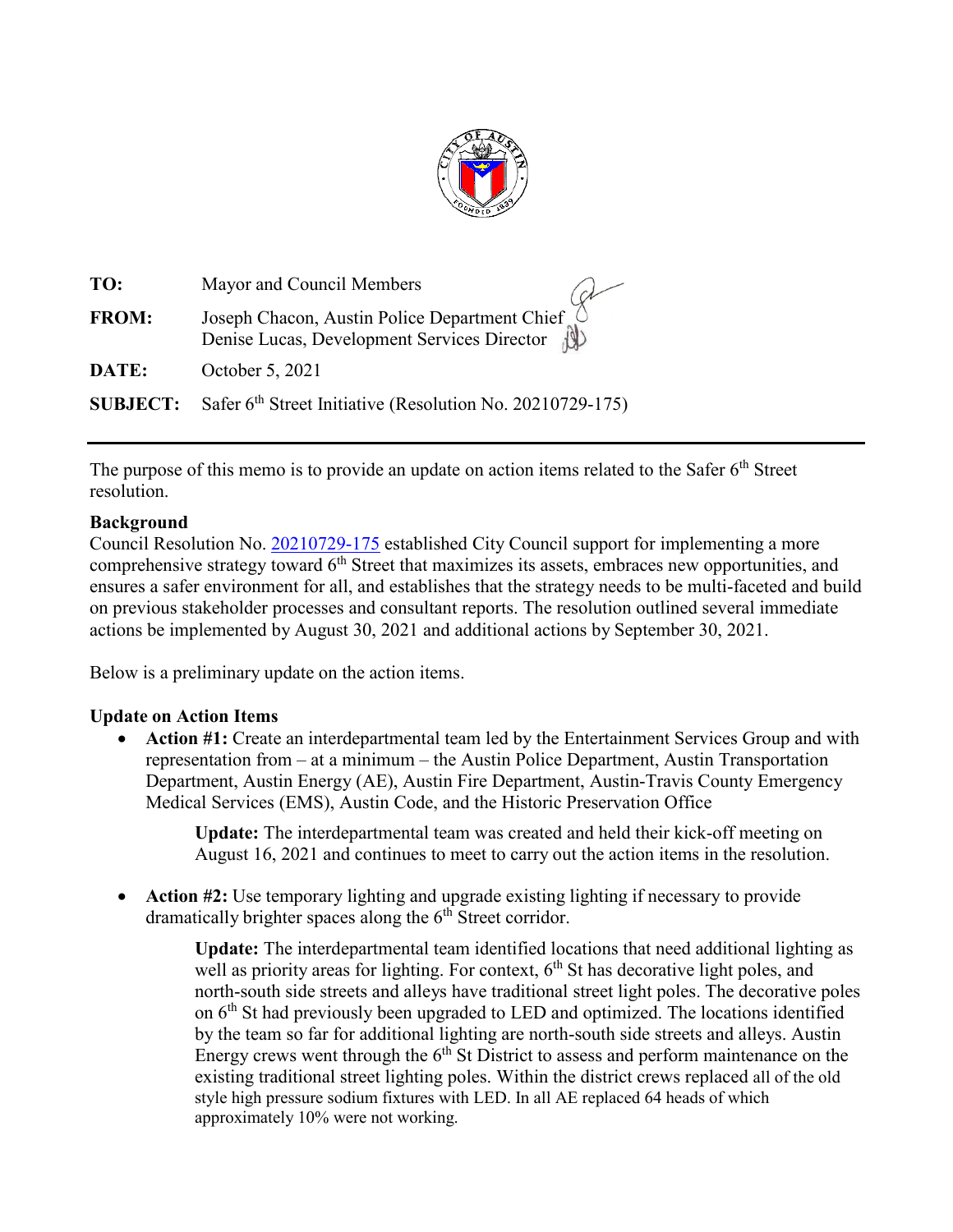| | |
|---|---|
| **TO:** | Mayor and Council Members |
| **FROM:** | Joseph Chacon, Austin Police Department Chief<br>Denise Lucas, Development Services Director |
| **DATE:** | October 5, 2021 |
| **SUBJECT:** | Safer 6th Street Initiative (Resolution No. 20210729-175) |

---

The purpose of this memo is to provide an update on action items related to the Safer 6th Street resolution.

**Background**

Council Resolution No. 20210729-175 established City Council support for implementing a more comprehensive strategy toward 6th Street that maximizes its assets, embraces new opportunities, and ensures a safer environment for all, and establishes that the strategy needs to be multi-faceted and build on previous stakeholder processes and consultant reports. The resolution outlined several immediate actions be implemented by August 30, 2021 and additional actions by September 30, 2021.

Below is a preliminary update on the action items.

**Update on Action Items**

- **Action #1:** Create an interdepartmental team led by the Entertainment Services Group and with representation from – at a minimum – the Austin Police Department, Austin Transportation Department, Austin Energy (AE), Austin Fire Department, Austin-Travis County Emergency Medical Services (EMS), Austin Code, and the Historic Preservation Office

  **Update:** The interdepartmental team was created and held their kick-off meeting on August 16, 2021 and continues to meet to carry out the action items in the resolution.

- **Action #2:** Use temporary lighting and upgrade existing lighting if necessary to provide dramatically brighter spaces along the 6th Street corridor.

  **Update:** The interdepartmental team identified locations that need additional lighting as well as priority areas for lighting. For context, 6th St has decorative light poles, and north-south side streets and alleys have traditional street light poles. The decorative poles on 6th St had previously been upgraded to LED and optimized. The locations identified by the team so far for additional lighting are north-south side streets and alleys. Austin Energy crews went through the 6th St District to assess and perform maintenance on the existing traditional street lighting poles. Within the district crews replaced all of the old style high pressure sodium fixtures with LED. In all AE replaced 64 heads of which approximately 10% were not working.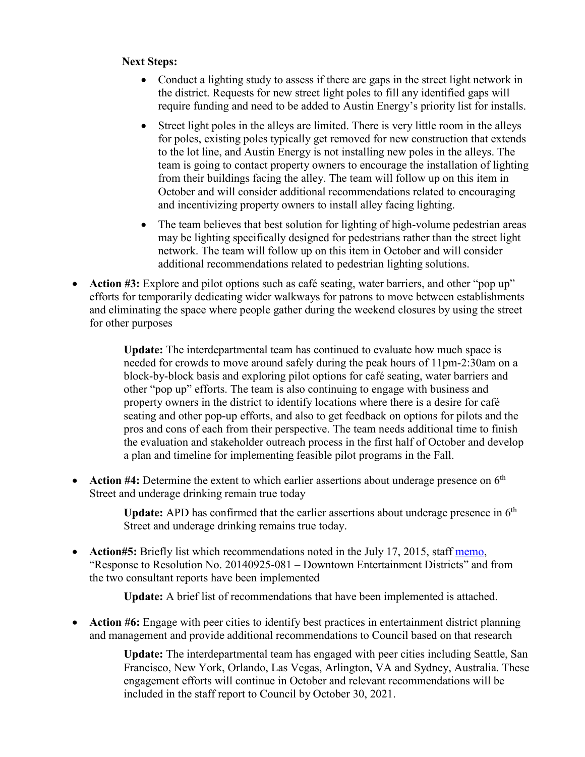**Next Steps:**

- Conduct a lighting study to assess if there are gaps in the street light network in the district. Requests for new street light poles to fill any identified gaps will require funding and need to be added to Austin Energy's priority list for installs.
- Street light poles in the alleys are limited. There is very little room in the alleys for poles, existing poles typically get removed for new construction that extends to the lot line, and Austin Energy is not installing new poles in the alleys. The team is going to contact property owners to encourage the installation of lighting from their buildings facing the alley. The team will follow up on this item in October and will consider additional recommendations related to encouraging and incentivizing property owners to install alley facing lighting.
- The team believes that best solution for lighting of high-volume pedestrian areas may be lighting specifically designed for pedestrians rather than the street light network. The team will follow up on this item in October and will consider additional recommendations related to pedestrian lighting solutions.

- **Action #3:** Explore and pilot options such as café seating, water barriers, and other "pop up" efforts for temporarily dedicating wider walkways for patrons to move between establishments and eliminating the space where people gather during the weekend closures by using the street for other purposes

  **Update:** The interdepartmental team has continued to evaluate how much space is needed for crowds to move around safely during the peak hours of 11pm-2:30am on a block-by-block basis and exploring pilot options for café seating, water barriers and other "pop up" efforts. The team is also continuing to engage with business and property owners in the district to identify locations where there is a desire for café seating and other pop-up efforts, and also to get feedback on options for pilots and the pros and cons of each from their perspective. The team needs additional time to finish the evaluation and stakeholder outreach process in the first half of October and develop a plan and timeline for implementing feasible pilot programs in the Fall.

- **Action #4:** Determine the extent to which earlier assertions about underage presence on 6th Street and underage drinking remain true today

  **Update:** APD has confirmed that the earlier assertions about underage presence in 6th Street and underage drinking remains true today.

- **Action#5:** Briefly list which recommendations noted in the July 17, 2015, staff memo, "Response to Resolution No. 20140925-081 – Downtown Entertainment Districts" and from the two consultant reports have been implemented

  **Update:** A brief list of recommendations that have been implemented is attached.

- **Action #6:** Engage with peer cities to identify best practices in entertainment district planning and management and provide additional recommendations to Council based on that research

  **Update:** The interdepartmental team has engaged with peer cities including Seattle, San Francisco, New York, Orlando, Las Vegas, Arlington, VA and Sydney, Australia. These engagement efforts will continue in October and relevant recommendations will be included in the staff report to Council by October 30, 2021.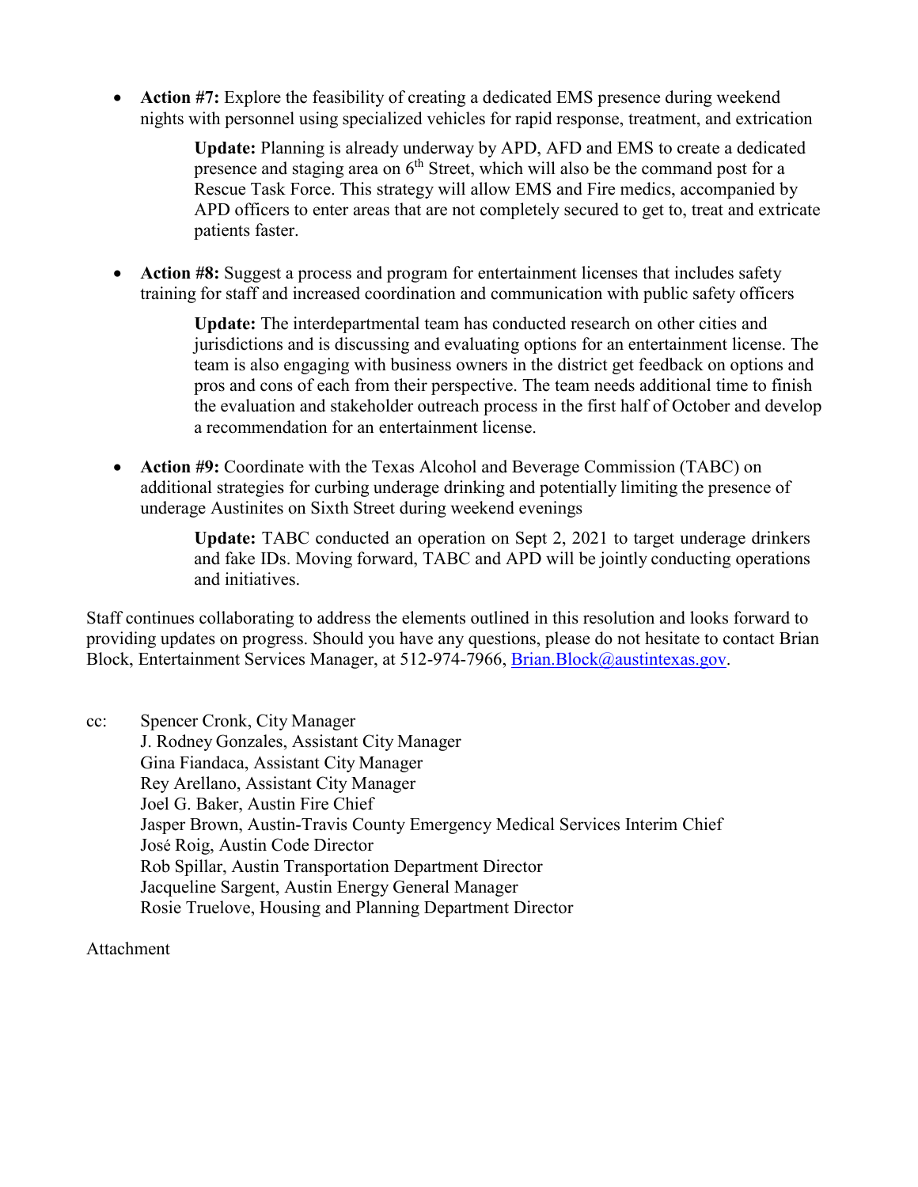- **Action #7:** Explore the feasibility of creating a dedicated EMS presence during weekend nights with personnel using specialized vehicles for rapid response, treatment, and extrication

  **Update:** Planning is already underway by APD, AFD and EMS to create a dedicated presence and staging area on 6th Street, which will also be the command post for a Rescue Task Force. This strategy will allow EMS and Fire medics, accompanied by APD officers to enter areas that are not completely secured to get to, treat and extricate patients faster.

- **Action #8:** Suggest a process and program for entertainment licenses that includes safety training for staff and increased coordination and communication with public safety officers

  **Update:** The interdepartmental team has conducted research on other cities and jurisdictions and is discussing and evaluating options for an entertainment license. The team is also engaging with business owners in the district get feedback on options and pros and cons of each from their perspective. The team needs additional time to finish the evaluation and stakeholder outreach process in the first half of October and develop a recommendation for an entertainment license.

- **Action #9:** Coordinate with the Texas Alcohol and Beverage Commission (TABC) on additional strategies for curbing underage drinking and potentially limiting the presence of underage Austinites on Sixth Street during weekend evenings

  **Update:** TABC conducted an operation on Sept 2, 2021 to target underage drinkers and fake IDs. Moving forward, TABC and APD will be jointly conducting operations and initiatives.

Staff continues collaborating to address the elements outlined in this resolution and looks forward to providing updates on progress. Should you have any questions, please do not hesitate to contact Brian Block, Entertainment Services Manager, at 512-974-7966, Brian.Block@austintexas.gov.

cc: Spencer Cronk, City Manager
J. Rodney Gonzales, Assistant City Manager
Gina Fiandaca, Assistant City Manager
Rey Arellano, Assistant City Manager
Joel G. Baker, Austin Fire Chief
Jasper Brown, Austin-Travis County Emergency Medical Services Interim Chief
José Roig, Austin Code Director
Rob Spillar, Austin Transportation Department Director
Jacqueline Sargent, Austin Energy General Manager
Rosie Truelove, Housing and Planning Department Director

Attachment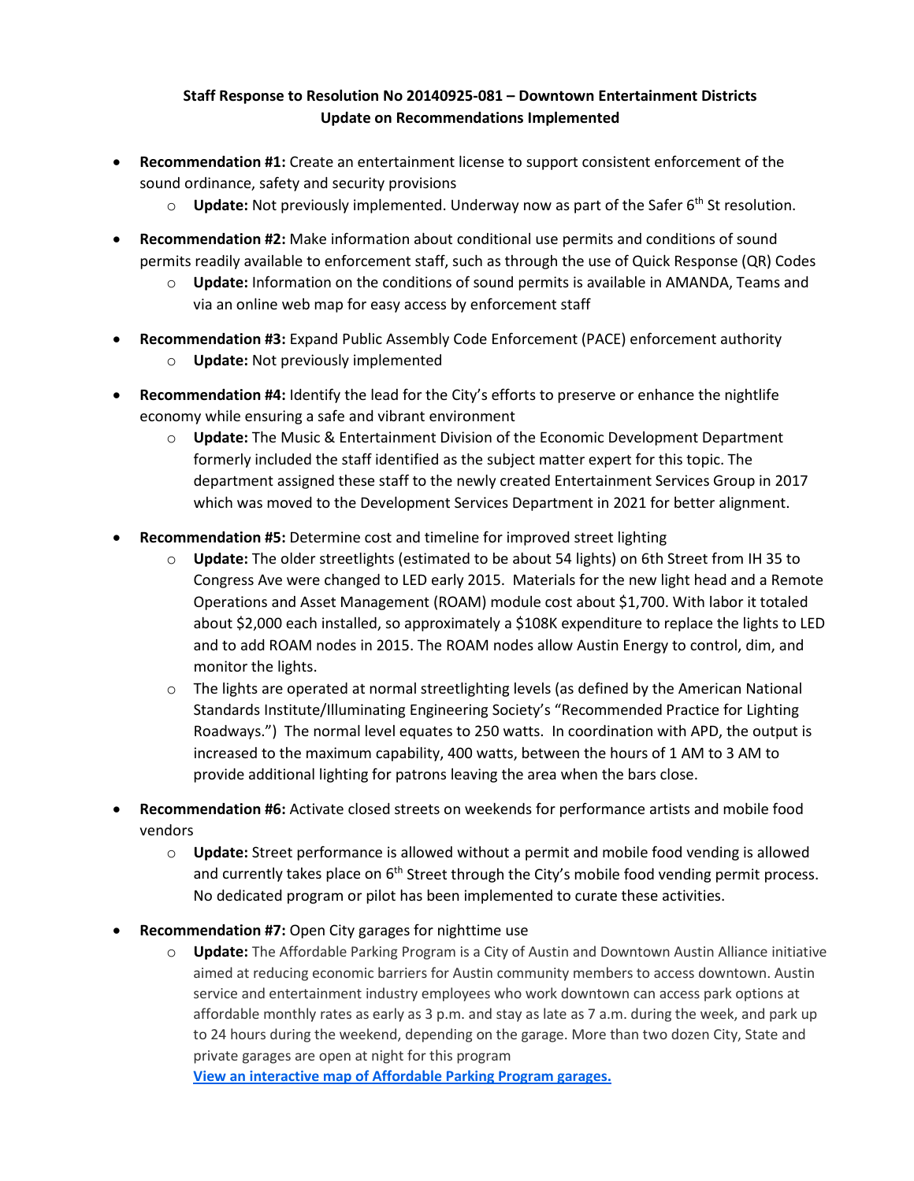**Staff Response to Resolution No 20140925-081 – Downtown Entertainment Districts**
**Update on Recommendations Implemented**

- **Recommendation #1:** Create an entertainment license to support consistent enforcement of the sound ordinance, safety and security provisions
  - **Update:** Not previously implemented. Underway now as part of the Safer 6th St resolution.
- **Recommendation #2:** Make information about conditional use permits and conditions of sound permits readily available to enforcement staff, such as through the use of Quick Response (QR) Codes
  - **Update:** Information on the conditions of sound permits is available in AMANDA, Teams and via an online web map for easy access by enforcement staff
- **Recommendation #3:** Expand Public Assembly Code Enforcement (PACE) enforcement authority
  - **Update:** Not previously implemented
- **Recommendation #4:** Identify the lead for the City's efforts to preserve or enhance the nightlife economy while ensuring a safe and vibrant environment
  - **Update:** The Music & Entertainment Division of the Economic Development Department formerly included the staff identified as the subject matter expert for this topic. The department assigned these staff to the newly created Entertainment Services Group in 2017 which was moved to the Development Services Department in 2021 for better alignment.
- **Recommendation #5:** Determine cost and timeline for improved street lighting
  - **Update:** The older streetlights (estimated to be about 54 lights) on 6th Street from IH 35 to Congress Ave were changed to LED early 2015. Materials for the new light head and a Remote Operations and Asset Management (ROAM) module cost about $1,700. With labor it totaled about $2,000 each installed, so approximately a $108K expenditure to replace the lights to LED and to add ROAM nodes in 2015. The ROAM nodes allow Austin Energy to control, dim, and monitor the lights.
  - The lights are operated at normal streetlighting levels (as defined by the American National Standards Institute/Illuminating Engineering Society's "Recommended Practice for Lighting Roadways.") The normal level equates to 250 watts. In coordination with APD, the output is increased to the maximum capability, 400 watts, between the hours of 1 AM to 3 AM to provide additional lighting for patrons leaving the area when the bars close.
- **Recommendation #6:** Activate closed streets on weekends for performance artists and mobile food vendors
  - **Update:** Street performance is allowed without a permit and mobile food vending is allowed and currently takes place on 6th Street through the City's mobile food vending permit process. No dedicated program or pilot has been implemented to curate these activities.
- **Recommendation #7:** Open City garages for nighttime use
  - **Update:** The Affordable Parking Program is a City of Austin and Downtown Austin Alliance initiative aimed at reducing economic barriers for Austin community members to access downtown. Austin service and entertainment industry employees who work downtown can access park options at affordable monthly rates as early as 3 p.m. and stay as late as 7 a.m. during the week, and park up to 24 hours during the weekend, depending on the garage. More than two dozen City, State and private garages are open at night for this program
    
    **View an interactive map of Affordable Parking Program garages.**